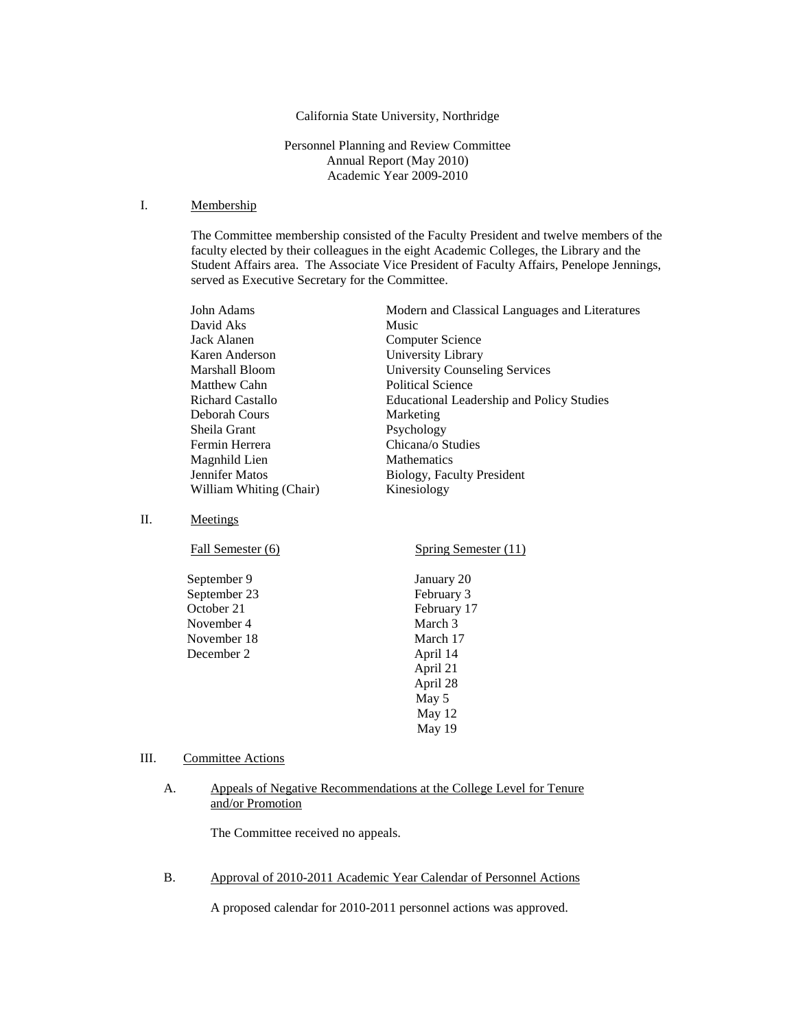California State University, Northridge

Personnel Planning and Review Committee
Annual Report (May 2010)
Academic Year 2009-2010

## I. Membership

The Committee membership consisted of the Faculty President and twelve members of the faculty elected by their colleagues in the eight Academic Colleges, the Library and the Student Affairs area. The Associate Vice President of Faculty Affairs, Penelope Jennings, served as Executive Secretary for the Committee.

| Name | Department |
|---|---|
| John Adams | Modern and Classical Languages and Literatures |
| David Aks | Music |
| Jack Alanen | Computer Science |
| Karen Anderson | University Library |
| Marshall Bloom | University Counseling Services |
| Matthew Cahn | Political Science |
| Richard Castallo | Educational Leadership and Policy Studies |
| Deborah Cours | Marketing |
| Sheila Grant | Psychology |
| Fermin Herrera | Chicana/o Studies |
| Magnhild Lien | Mathematics |
| Jennifer Matos | Biology, Faculty President |
| William Whiting (Chair) | Kinesiology |

## II. Meetings

| Fall Semester (6) | Spring Semester (11) |
|---|---|
| September 9 | January 20 |
| September 23 | February 3 |
| October 21 | February 17 |
| November 4 | March 3 |
| November 18 | March 17 |
| December 2 | April 14 |
| | April 21 |
| | April 28 |
| | May 5 |
| | May 12 |
| | May 19 |

## III. Committee Actions

### A. Appeals of Negative Recommendations at the College Level for Tenure and/or Promotion

The Committee received no appeals.

### B. Approval of 2010-2011 Academic Year Calendar of Personnel Actions

A proposed calendar for 2010-2011 personnel actions was approved.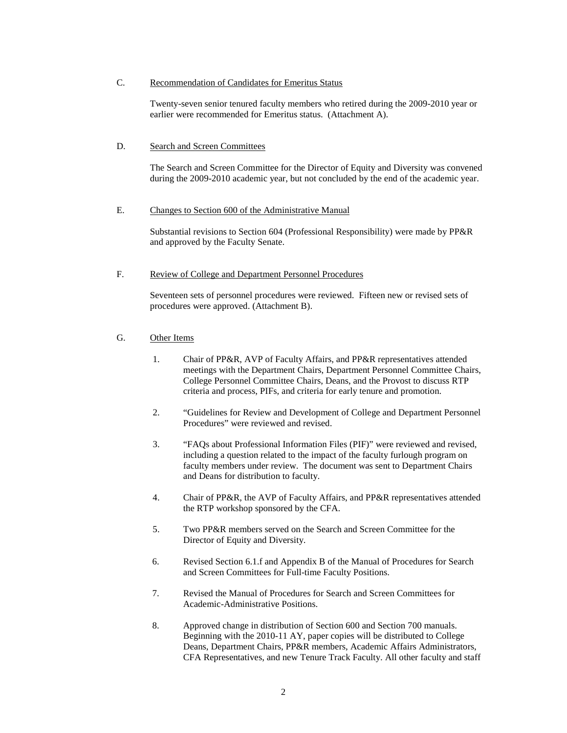C. <u>Recommendation of Candidates for Emeritus Status</u>

Twenty-seven senior tenured faculty members who retired during the 2009-2010 year or earlier were recommended for Emeritus status. (Attachment A).

D. <u>Search and Screen Committees</u>

The Search and Screen Committee for the Director of Equity and Diversity was convened during the 2009-2010 academic year, but not concluded by the end of the academic year.

E. <u>Changes to Section 600 of the Administrative Manual</u>

Substantial revisions to Section 604 (Professional Responsibility) were made by PP&R and approved by the Faculty Senate.

F. <u>Review of College and Department Personnel Procedures</u>

Seventeen sets of personnel procedures were reviewed. Fifteen new or revised sets of procedures were approved. (Attachment B).

G. <u>Other Items</u>

1. Chair of PP&R, AVP of Faculty Affairs, and PP&R representatives attended meetings with the Department Chairs, Department Personnel Committee Chairs, College Personnel Committee Chairs, Deans, and the Provost to discuss RTP criteria and process, PIFs, and criteria for early tenure and promotion.

2. "Guidelines for Review and Development of College and Department Personnel Procedures" were reviewed and revised.

3. "FAQs about Professional Information Files (PIF)" were reviewed and revised, including a question related to the impact of the faculty furlough program on faculty members under review. The document was sent to Department Chairs and Deans for distribution to faculty.

4. Chair of PP&R, the AVP of Faculty Affairs, and PP&R representatives attended the RTP workshop sponsored by the CFA.

5. Two PP&R members served on the Search and Screen Committee for the Director of Equity and Diversity.

6. Revised Section 6.1.f and Appendix B of the Manual of Procedures for Search and Screen Committees for Full-time Faculty Positions.

7. Revised the Manual of Procedures for Search and Screen Committees for Academic-Administrative Positions.

8. Approved change in distribution of Section 600 and Section 700 manuals. Beginning with the 2010-11 AY, paper copies will be distributed to College Deans, Department Chairs, PP&R members, Academic Affairs Administrators, CFA Representatives, and new Tenure Track Faculty. All other faculty and staff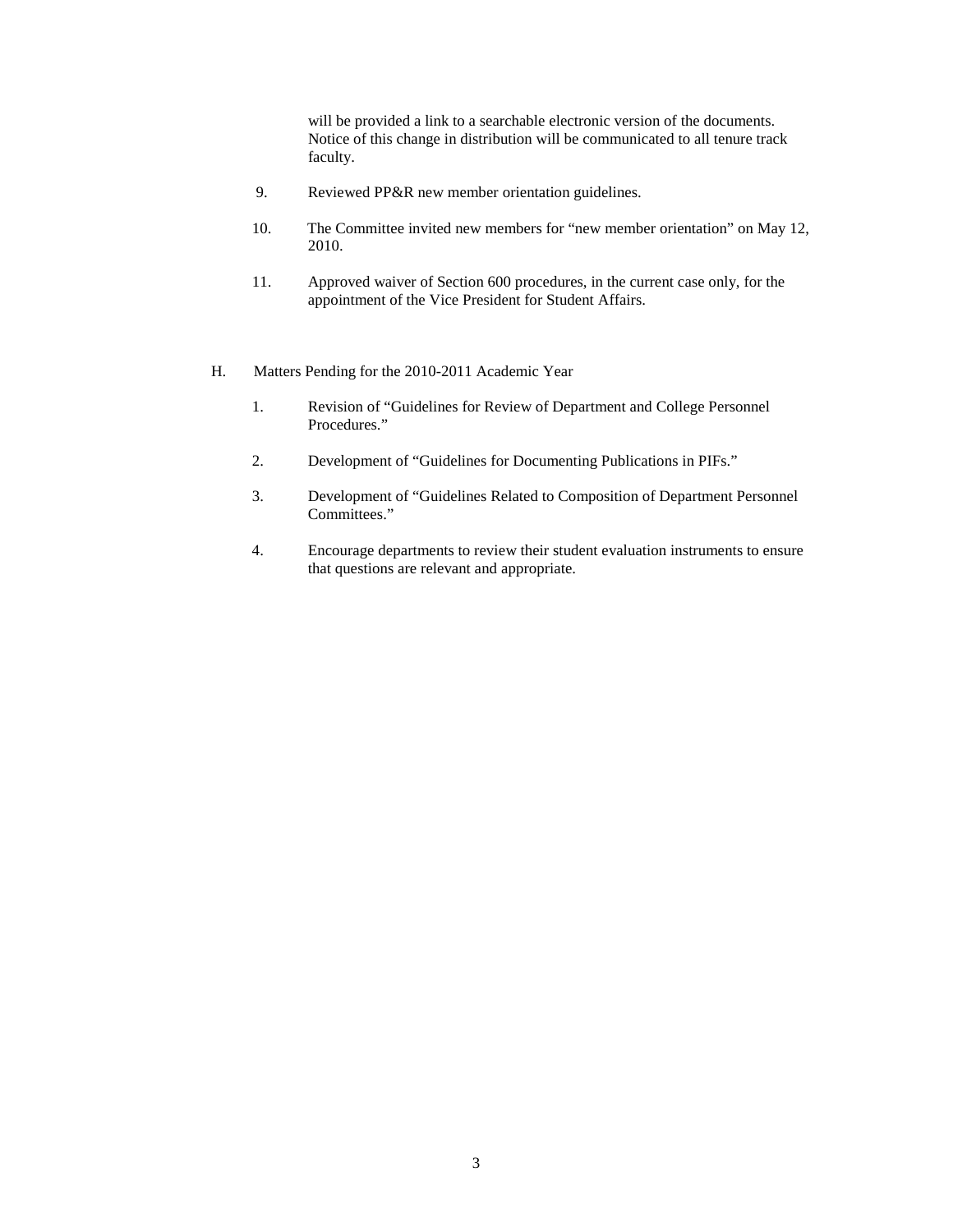will be provided a link to a searchable electronic version of the documents. Notice of this change in distribution will be communicated to all tenure track faculty.

9. Reviewed PP&R new member orientation guidelines.

10. The Committee invited new members for "new member orientation" on May 12, 2010.

11. Approved waiver of Section 600 procedures, in the current case only, for the appointment of the Vice President for Student Affairs.

H. Matters Pending for the 2010-2011 Academic Year

1. Revision of "Guidelines for Review of Department and College Personnel Procedures."

2. Development of "Guidelines for Documenting Publications in PIFs."

3. Development of "Guidelines Related to Composition of Department Personnel Committees."

4. Encourage departments to review their student evaluation instruments to ensure that questions are relevant and appropriate.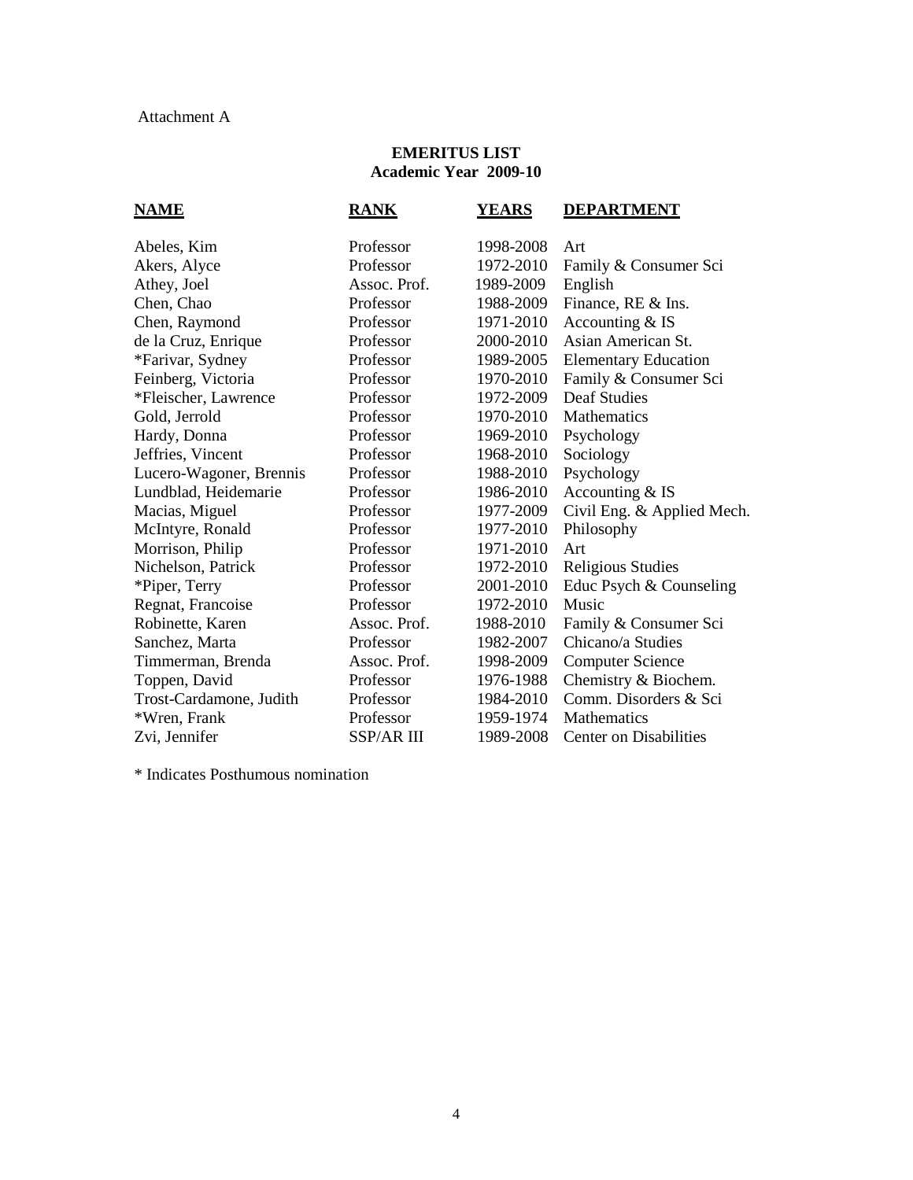Attachment A

## EMERITUS LIST
### Academic Year 2009-10

| NAME | RANK | YEARS | DEPARTMENT |
|---|---|---|---|
| Abeles, Kim | Professor | 1998-2008 | Art |
| Akers, Alyce | Professor | 1972-2010 | Family & Consumer Sci |
| Athey, Joel | Assoc. Prof. | 1989-2009 | English |
| Chen, Chao | Professor | 1988-2009 | Finance, RE & Ins. |
| Chen, Raymond | Professor | 1971-2010 | Accounting & IS |
| de la Cruz, Enrique | Professor | 2000-2010 | Asian American St. |
| *Farivar, Sydney | Professor | 1989-2005 | Elementary Education |
| Feinberg, Victoria | Professor | 1970-2010 | Family & Consumer Sci |
| *Fleischer, Lawrence | Professor | 1972-2009 | Deaf Studies |
| Gold, Jerrold | Professor | 1970-2010 | Mathematics |
| Hardy, Donna | Professor | 1969-2010 | Psychology |
| Jeffries, Vincent | Professor | 1968-2010 | Sociology |
| Lucero-Wagoner, Brennis | Professor | 1988-2010 | Psychology |
| Lundblad, Heidemarie | Professor | 1986-2010 | Accounting & IS |
| Macias, Miguel | Professor | 1977-2009 | Civil Eng. & Applied Mech. |
| McIntyre, Ronald | Professor | 1977-2010 | Philosophy |
| Morrison, Philip | Professor | 1971-2010 | Art |
| Nichelson, Patrick | Professor | 1972-2010 | Religious Studies |
| *Piper, Terry | Professor | 2001-2010 | Educ Psych & Counseling |
| Regnat, Francoise | Professor | 1972-2010 | Music |
| Robinette, Karen | Assoc. Prof. | 1988-2010 | Family & Consumer Sci |
| Sanchez, Marta | Professor | 1982-2007 | Chicano/a Studies |
| Timmerman, Brenda | Assoc. Prof. | 1998-2009 | Computer Science |
| Toppen, David | Professor | 1976-1988 | Chemistry & Biochem. |
| Trost-Cardamone, Judith | Professor | 1984-2010 | Comm. Disorders & Sci |
| *Wren, Frank | Professor | 1959-1974 | Mathematics |
| Zvi, Jennifer | SSP/AR III | 1989-2008 | Center on Disabilities |

* Indicates Posthumous nomination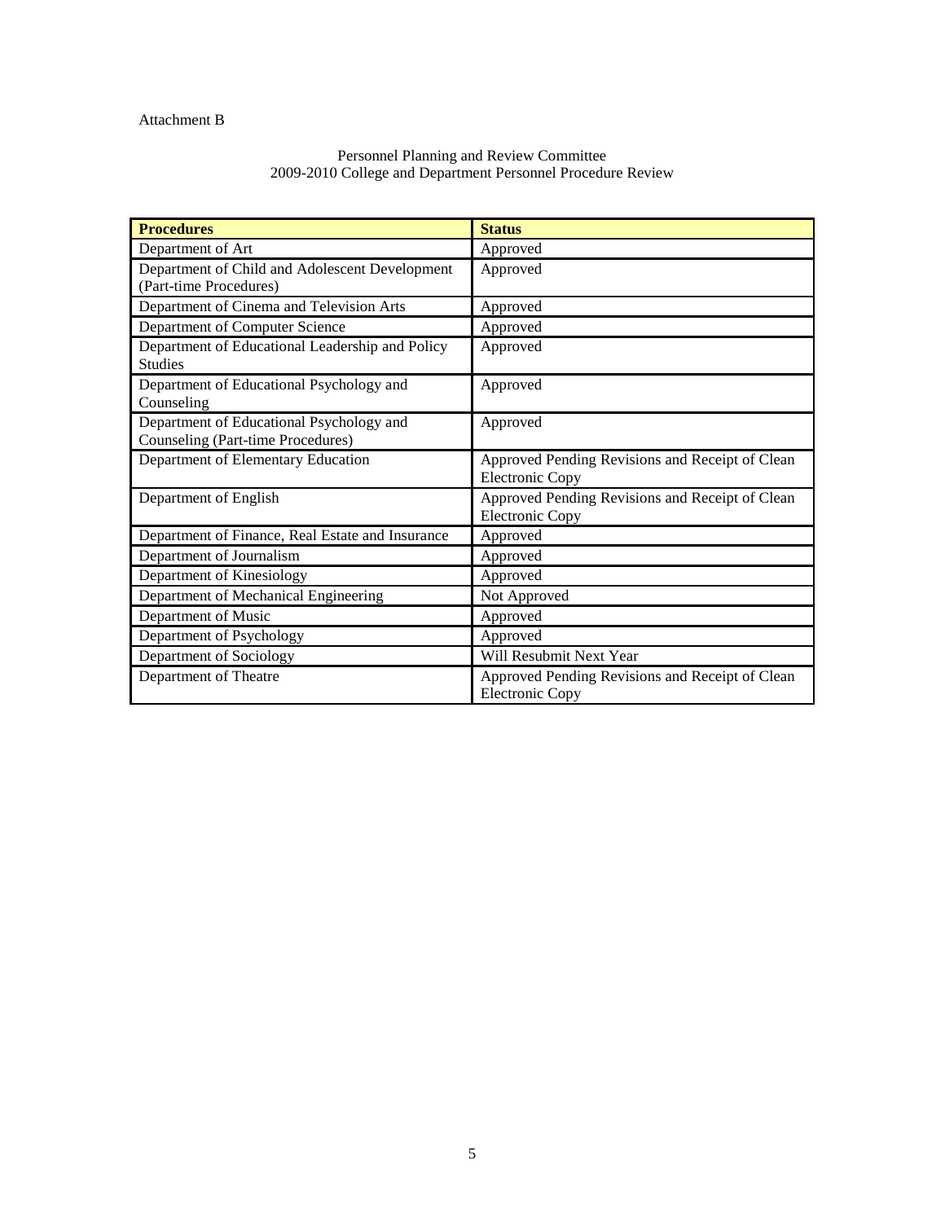Attachment B

Personnel Planning and Review Committee
2009-2010 College and Department Personnel Procedure Review

| **Procedures** | **Status** |
|---|---|
| Department of Art | Approved |
| Department of Child and Adolescent Development (Part-time Procedures) | Approved |
| Department of Cinema and Television Arts | Approved |
| Department of Computer Science | Approved |
| Department of Educational Leadership and Policy Studies | Approved |
| Department of Educational Psychology and Counseling | Approved |
| Department of Educational Psychology and Counseling (Part-time Procedures) | Approved |
| Department of Elementary Education | Approved Pending Revisions and Receipt of Clean Electronic Copy |
| Department of English | Approved Pending Revisions and Receipt of Clean Electronic Copy |
| Department of Finance, Real Estate and Insurance | Approved |
| Department of Journalism | Approved |
| Department of Kinesiology | Approved |
| Department of Mechanical Engineering | Not Approved |
| Department of Music | Approved |
| Department of Psychology | Approved |
| Department of Sociology | Will Resubmit Next Year |
| Department of Theatre | Approved Pending Revisions and Receipt of Clean Electronic Copy |